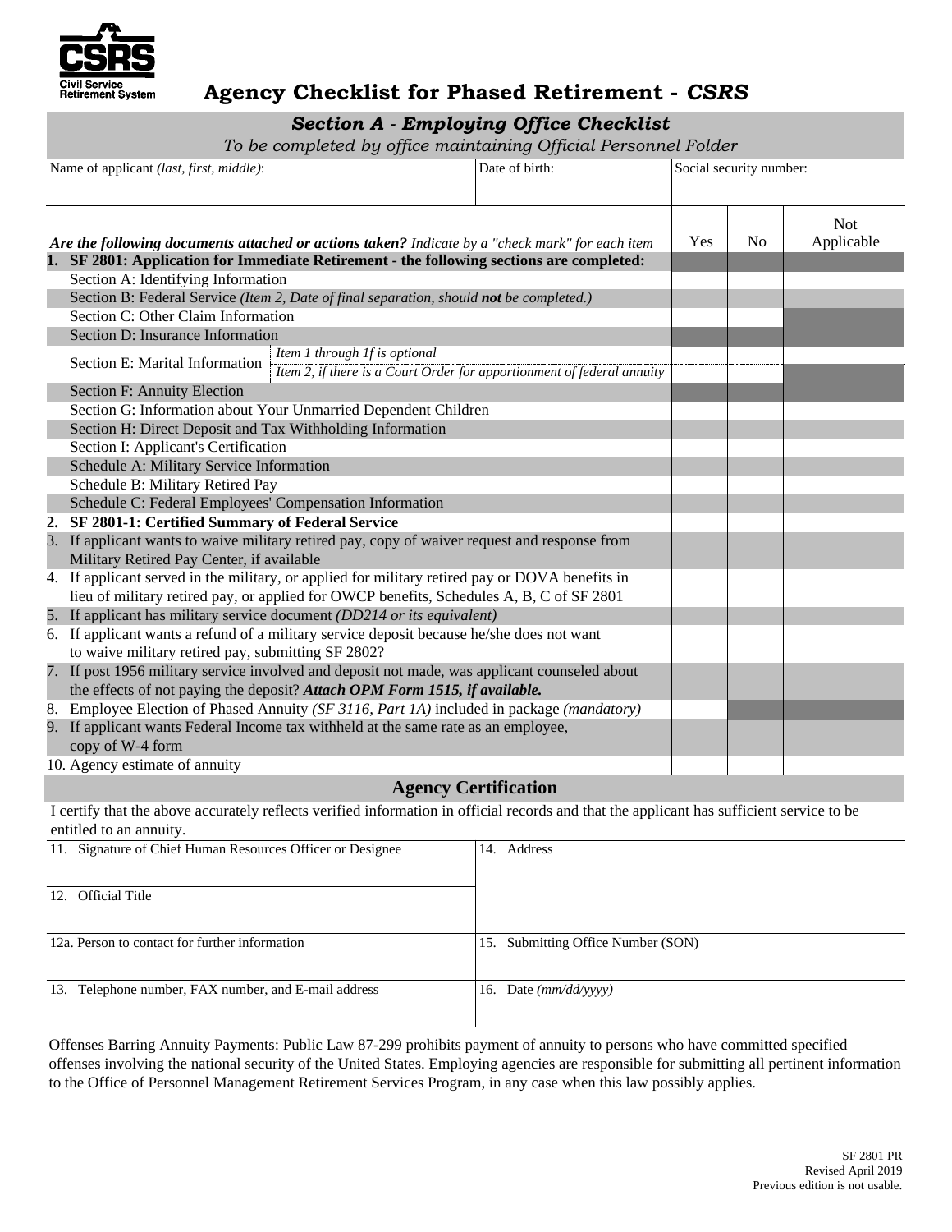# Agency Checklist for Phased Retirement - *CSRS*

CSRS
Civil Service Retirement System

## *Section A - Employing Office Checklist*

*To be completed by office maintaining Official Personnel Folder*

| Name of applicant *(last, first, middle)*: | Date of birth: | Social security number: |
|---|---|---|
| | | |

| ***Are the following documents attached or actions taken?*** *Indicate by a "check mark" for each item* | Yes | No | Not Applicable |
|---|---|---|---|
| **1. SF 2801: Application for Immediate Retirement - the following sections are completed:** | | | |
| Section A: Identifying Information | | | |
| Section B: Federal Service *(Item 2, Date of final separation, should **not** be completed.)* | | | |
| Section C: Other Claim Information | | | |
| Section D: Insurance Information | | | |
| Section E: Marital Information — *Item 1 through 1f is optional* | | | |
| Section E: Marital Information — *Item 2, if there is a Court Order for apportionment of federal annuity* | | | |
| Section F: Annuity Election | | | |
| Section G: Information about Your Unmarried Dependent Children | | | |
| Section H: Direct Deposit and Tax Withholding Information | | | |
| Section I: Applicant's Certification | | | |
| Schedule A: Military Service Information | | | |
| Schedule B: Military Retired Pay | | | |
| Schedule C: Federal Employees' Compensation Information | | | |
| **2. SF 2801-1: Certified Summary of Federal Service** | | | |
| 3. If applicant wants to waive military retired pay, copy of waiver request and response from Military Retired Pay Center, if available | | | |
| 4. If applicant served in the military, or applied for military retired pay or DOVA benefits in lieu of military retired pay, or applied for OWCP benefits, Schedules A, B, C of SF 2801 | | | |
| 5. If applicant has military service document *(DD214 or its equivalent)* | | | |
| 6. If applicant wants a refund of a military service deposit because he/she does not want to waive military retired pay, submitting SF 2802? | | | |
| 7. If post 1956 military service involved and deposit not made, was applicant counseled about the effects of not paying the deposit? ***Attach OPM Form 1515, if available.*** | | | |
| 8. Employee Election of Phased Annuity *(SF 3116, Part 1A)* included in package *(mandatory)* | | | |
| 9. If applicant wants Federal Income tax withheld at the same rate as an employee, copy of W-4 form | | | |
| 10. Agency estimate of annuity | | | |

## Agency Certification

I certify that the above accurately reflects verified information in official records and that the applicant has sufficient service to be entitled to an annuity.

| | |
|---|---|
| 11. Signature of Chief Human Resources Officer or Designee | 14. Address |
| 12. Official Title | |
| 12a. Person to contact for further information | 15. Submitting Office Number (SON) |
| 13. Telephone number, FAX number, and E-mail address | 16. Date *(mm/dd/yyyy)* |

Offenses Barring Annuity Payments: Public Law 87-299 prohibits payment of annuity to persons who have committed specified offenses involving the national security of the United States. Employing agencies are responsible for submitting all pertinent information to the Office of Personnel Management Retirement Services Program, in any case when this law possibly applies.

SF 2801 PR
Revised April 2019
Previous edition is not usable.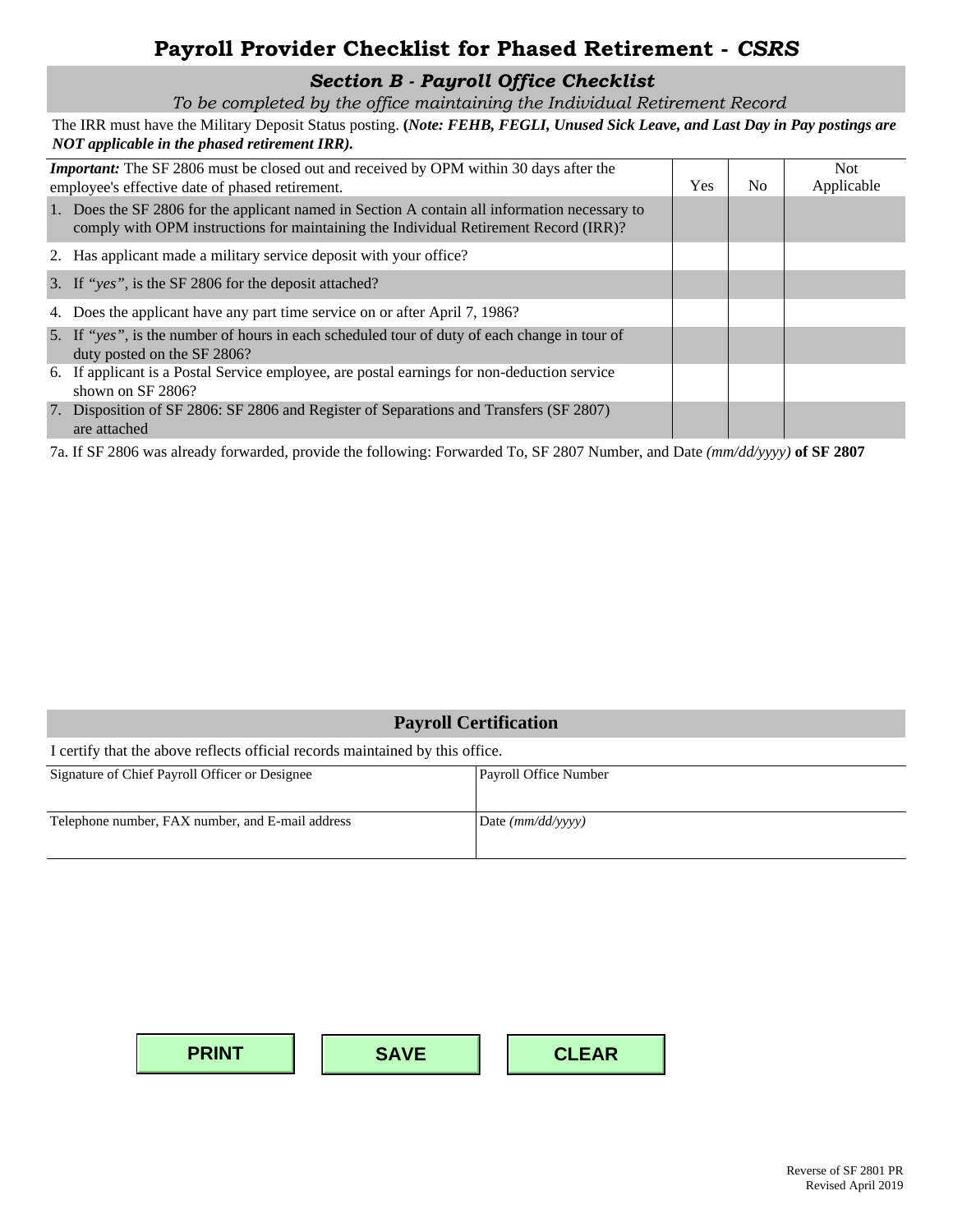# Payroll Provider Checklist for Phased Retirement - *CSRS*

## *Section B - Payroll Office Checklist*

*To be completed by the office maintaining the Individual Retirement Record*

The IRR must have the Military Deposit Status posting. **(*Note: FEHB, FEGLI, Unused Sick Leave, and Last Day in Pay postings are NOT applicable in the phased retirement IRR).***

| ***Important:*** The SF 2806 must be closed out and received by OPM within 30 days after the employee's effective date of phased retirement. | Yes | No | Not Applicable |
|---|---|---|---|
| 1. Does the SF 2806 for the applicant named in Section A contain all information necessary to comply with OPM instructions for maintaining the Individual Retirement Record (IRR)? | | | |
| 2. Has applicant made a military service deposit with your office? | | | |
| 3. If *"yes"*, is the SF 2806 for the deposit attached? | | | |
| 4. Does the applicant have any part time service on or after April 7, 1986? | | | |
| 5. If *"yes"*, is the number of hours in each scheduled tour of duty of each change in tour of duty posted on the SF 2806? | | | |
| 6. If applicant is a Postal Service employee, are postal earnings for non-deduction service shown on SF 2806? | | | |
| 7. Disposition of SF 2806: SF 2806 and Register of Separations and Transfers (SF 2807) are attached | | | |

7a. If SF 2806 was already forwarded, provide the following: Forwarded To, SF 2807 Number, and Date *(mm/dd/yyyy)* **of SF 2807**

## Payroll Certification

I certify that the above reflects official records maintained by this office.

| | |
|---|---|
| Signature of Chief Payroll Officer or Designee | Payroll Office Number |
| Telephone number, FAX number, and E-mail address | Date *(mm/dd/yyyy)* |

PRINT SAVE CLEAR

Reverse of SF 2801 PR
Revised April 2019